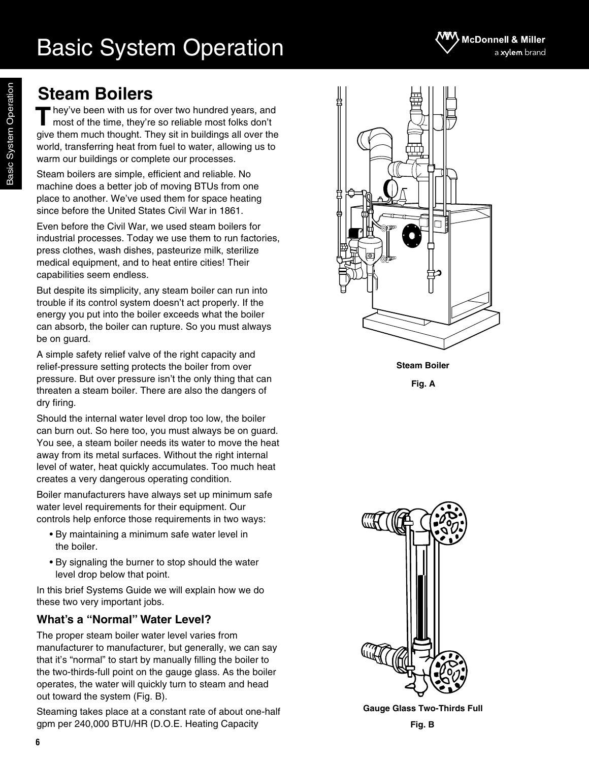# Basic System Operation

## Steam Boilers

They've been with us for over two hundred years, and most of the time, they're so reliable most folks don't give them much thought. They sit in buildings all over the world, transferring heat from fuel to water, allowing us to warm our buildings or complete our processes.

Steam boilers are simple, efficient and reliable. No machine does a better job of moving BTUs from one place to another. We've used them for space heating since before the United States Civil War in 1861.

Even before the Civil War, we used steam boilers for industrial processes. Today we use them to run factories, press clothes, wash dishes, pasteurize milk, sterilize medical equipment, and to heat entire cities! Their capabilities seem endless.

But despite its simplicity, any steam boiler can run into trouble if its control system doesn't act properly. If the energy you put into the boiler exceeds what the boiler can absorb, the boiler can rupture. So you must always be on guard.

A simple safety relief valve of the right capacity and relief-pressure setting protects the boiler from over pressure. But over pressure isn't the only thing that can threaten a steam boiler. There are also the dangers of dry firing.

Should the internal water level drop too low, the boiler can burn out. So here too, you must always be on guard. You see, a steam boiler needs its water to move the heat away from its metal surfaces. Without the right internal level of water, heat quickly accumulates. Too much heat creates a very dangerous operating condition.

Boiler manufacturers have always set up minimum safe water level requirements for their equipment. Our controls help enforce those requirements in two ways:

- By maintaining a minimum safe water level in the boiler.
- By signaling the burner to stop should the water level drop below that point.

In this brief Systems Guide we will explain how we do these two very important jobs.

### What's a "Normal" Water Level?

The proper steam boiler water level varies from manufacturer to manufacturer, but generally, we can say that it's "normal" to start by manually filling the boiler to the two-thirds-full point on the gauge glass. As the boiler operates, the water will quickly turn to steam and head out toward the system (Fig. B).

Steaming takes place at a constant rate of about one-half gpm per 240,000 BTU/HR (D.O.E. Heating Capacity

Steam Boiler

Fig. A

Gauge Glass Two-Thirds Full

Fig. B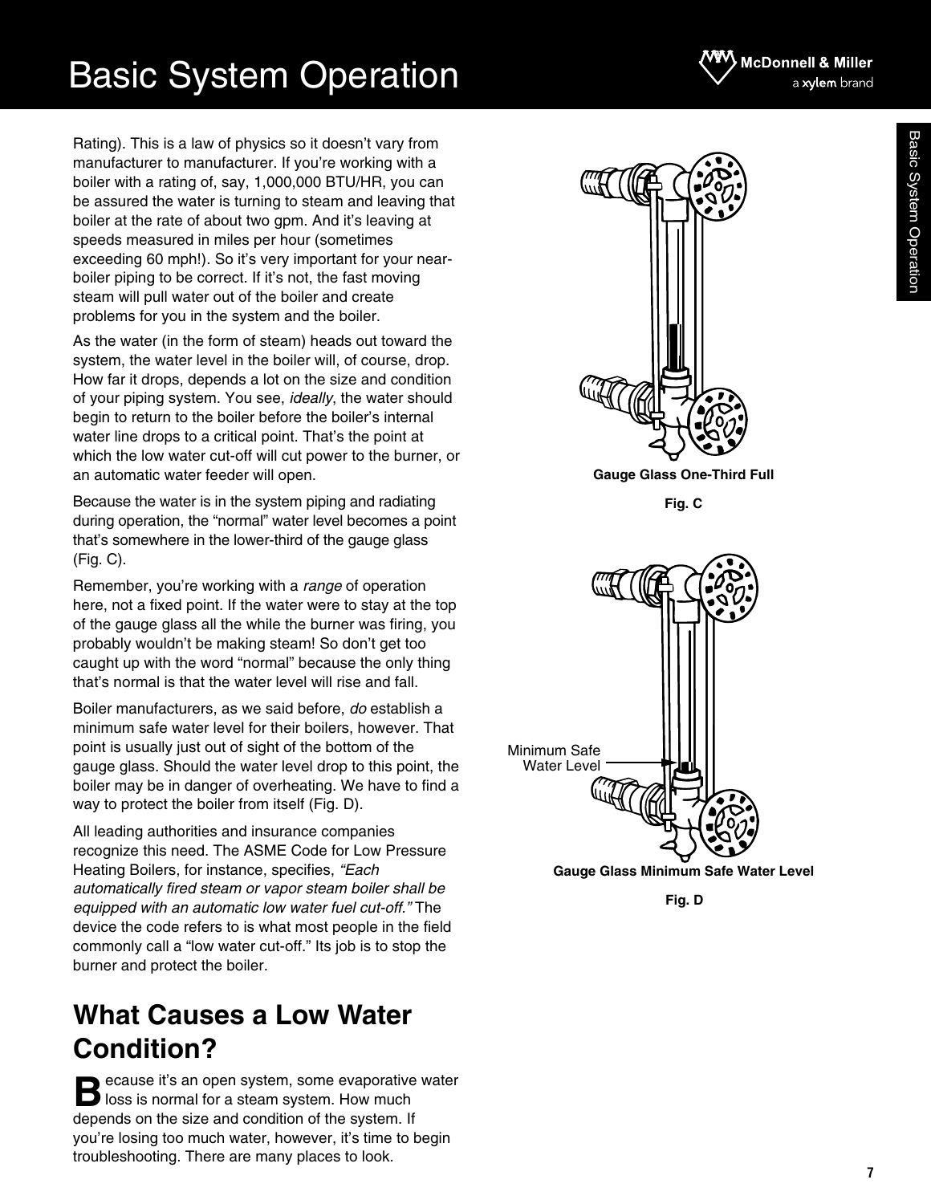Rating). This is a law of physics so it doesn't vary from manufacturer to manufacturer. If you're working with a boiler with a rating of, say, 1,000,000 BTU/HR, you can be assured the water is turning to steam and leaving that boiler at the rate of about two gpm. And it's leaving at speeds measured in miles per hour (sometimes exceeding 60 mph!). So it's very important for your near-boiler piping to be correct. If it's not, the fast moving steam will pull water out of the boiler and create problems for you in the system and the boiler.

As the water (in the form of steam) heads out toward the system, the water level in the boiler will, of course, drop. How far it drops, depends a lot on the size and condition of your piping system. You see, *ideally*, the water should begin to return to the boiler before the boiler's internal water line drops to a critical point. That's the point at which the low water cut-off will cut power to the burner, or an automatic water feeder will open.

Because the water is in the system piping and radiating during operation, the "normal" water level becomes a point that's somewhere in the lower-third of the gauge glass (Fig. C).

Remember, you're working with a *range* of operation here, not a fixed point. If the water were to stay at the top of the gauge glass all the while the burner was firing, you probably wouldn't be making steam! So don't get too caught up with the word "normal" because the only thing that's normal is that the water level will rise and fall.

Boiler manufacturers, as we said before, *do* establish a minimum safe water level for their boilers, however. That point is usually just out of sight of the bottom of the gauge glass. Should the water level drop to this point, the boiler may be in danger of overheating. We have to find a way to protect the boiler from itself (Fig. D).

All leading authorities and insurance companies recognize this need. The ASME Code for Low Pressure Heating Boilers, for instance, specifies, *"Each automatically fired steam or vapor steam boiler shall be equipped with an automatic low water fuel cut-off."* The device the code refers to is what most people in the field commonly call a "low water cut-off." Its job is to stop the burner and protect the boiler.

**Gauge Glass One-Third Full**

**Fig. C**

Minimum Safe Water Level

**Gauge Glass Minimum Safe Water Level**

**Fig. D**

## What Causes a Low Water Condition?

Because it's an open system, some evaporative water loss is normal for a steam system. How much depends on the size and condition of the system. If you're losing too much water, however, it's time to begin troubleshooting. There are many places to look.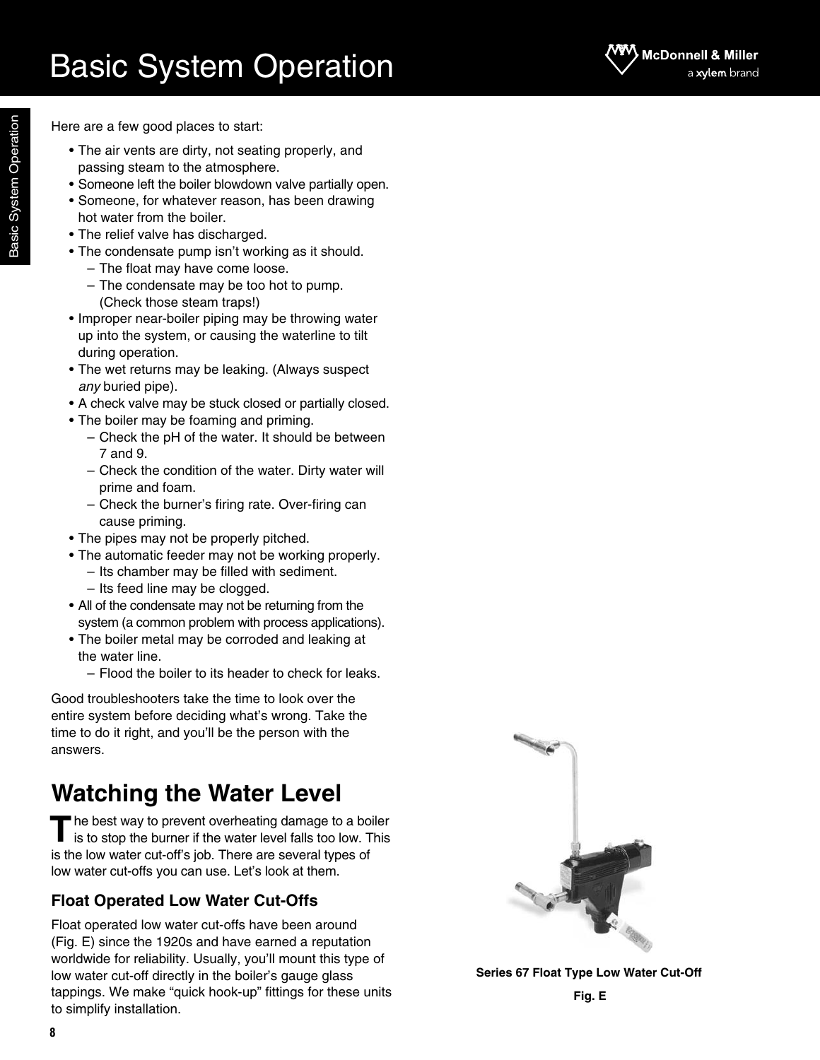# Basic System Operation

Here are a few good places to start:

- The air vents are dirty, not seating properly, and passing steam to the atmosphere.
- Someone left the boiler blowdown valve partially open.
- Someone, for whatever reason, has been drawing hot water from the boiler.
- The relief valve has discharged.
- The condensate pump isn't working as it should.
  - The float may have come loose.
  - The condensate may be too hot to pump. (Check those steam traps!)
- Improper near-boiler piping may be throwing water up into the system, or causing the waterline to tilt during operation.
- The wet returns may be leaking. (Always suspect *any* buried pipe).
- A check valve may be stuck closed or partially closed.
- The boiler may be foaming and priming.
  - Check the pH of the water. It should be between 7 and 9.
  - Check the condition of the water. Dirty water will prime and foam.
  - Check the burner's firing rate. Over-firing can cause priming.
- The pipes may not be properly pitched.
- The automatic feeder may not be working properly.
  - Its chamber may be filled with sediment.
  - Its feed line may be clogged.
- All of the condensate may not be returning from the system (a common problem with process applications).
- The boiler metal may be corroded and leaking at the water line.
  - Flood the boiler to its header to check for leaks.

Good troubleshooters take the time to look over the entire system before deciding what's wrong. Take the time to do it right, and you'll be the person with the answers.

## Watching the Water Level

The best way to prevent overheating damage to a boiler is to stop the burner if the water level falls too low. This is the low water cut-off's job. There are several types of low water cut-offs you can use. Let's look at them.

### Float Operated Low Water Cut-Offs

Float operated low water cut-offs have been around (Fig. E) since the 1920s and have earned a reputation worldwide for reliability. Usually, you'll mount this type of low water cut-off directly in the boiler's gauge glass tappings. We make "quick hook-up" fittings for these units to simplify installation.

**Series 67 Float Type Low Water Cut-Off**

**Fig. E**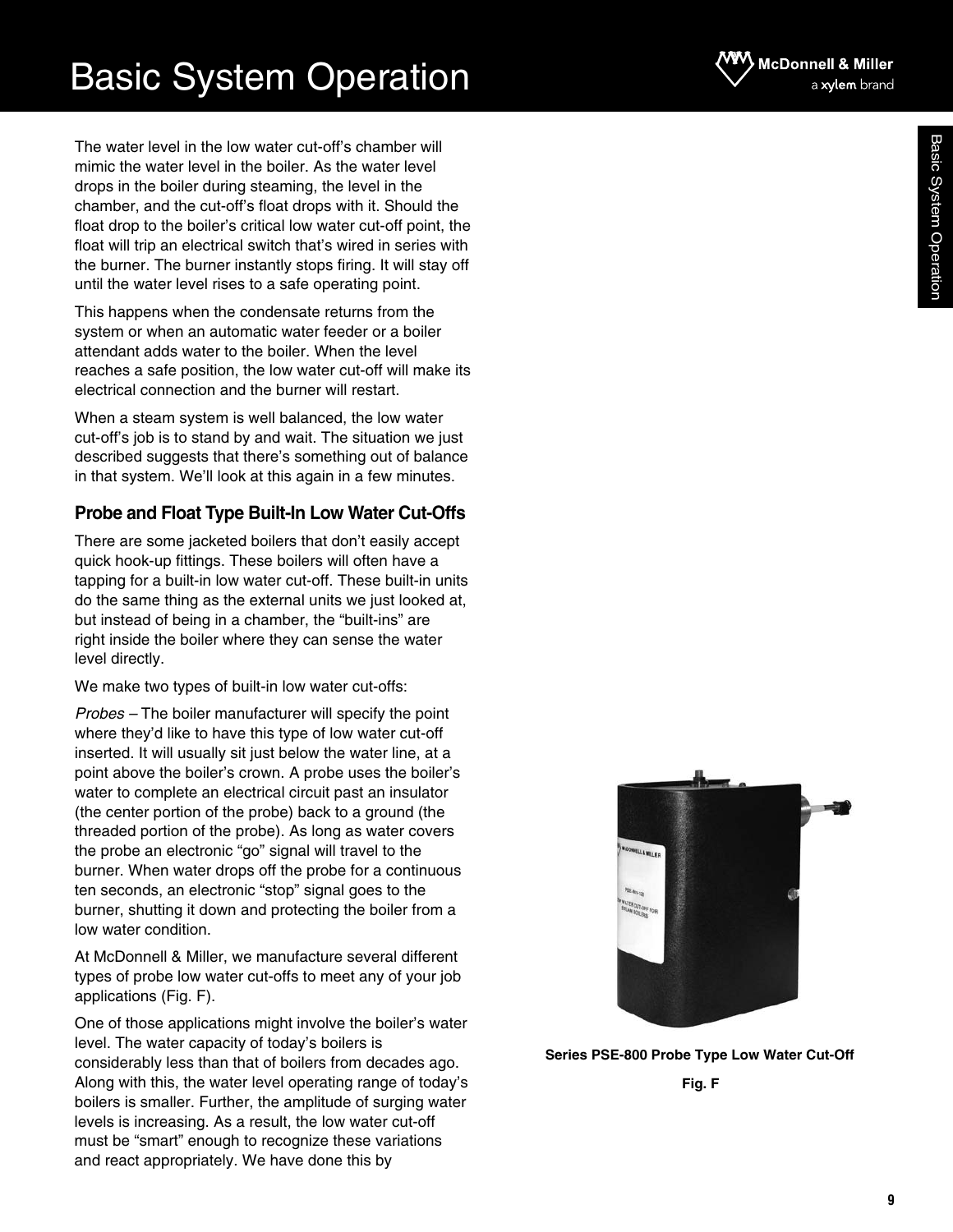# Basic System Operation

The water level in the low water cut-off's chamber will mimic the water level in the boiler. As the water level drops in the boiler during steaming, the level in the chamber, and the cut-off's float drops with it. Should the float drop to the boiler's critical low water cut-off point, the float will trip an electrical switch that's wired in series with the burner. The burner instantly stops firing. It will stay off until the water level rises to a safe operating point.

This happens when the condensate returns from the system or when an automatic water feeder or a boiler attendant adds water to the boiler. When the level reaches a safe position, the low water cut-off will make its electrical connection and the burner will restart.

When a steam system is well balanced, the low water cut-off's job is to stand by and wait. The situation we just described suggests that there's something out of balance in that system. We'll look at this again in a few minutes.

### Probe and Float Type Built-In Low Water Cut-Offs

There are some jacketed boilers that don't easily accept quick hook-up fittings. These boilers will often have a tapping for a built-in low water cut-off. These built-in units do the same thing as the external units we just looked at, but instead of being in a chamber, the "built-ins" are right inside the boiler where they can sense the water level directly.

We make two types of built-in low water cut-offs:

*Probes* – The boiler manufacturer will specify the point where they'd like to have this type of low water cut-off inserted. It will usually sit just below the water line, at a point above the boiler's crown. A probe uses the boiler's water to complete an electrical circuit past an insulator (the center portion of the probe) back to a ground (the threaded portion of the probe). As long as water covers the probe an electronic "go" signal will travel to the burner. When water drops off the probe for a continuous ten seconds, an electronic "stop" signal goes to the burner, shutting it down and protecting the boiler from a low water condition.

At McDonnell & Miller, we manufacture several different types of probe low water cut-offs to meet any of your job applications (Fig. F).

One of those applications might involve the boiler's water level. The water capacity of today's boilers is considerably less than that of boilers from decades ago. Along with this, the water level operating range of today's boilers is smaller. Further, the amplitude of surging water levels is increasing. As a result, the low water cut-off must be "smart" enough to recognize these variations and react appropriately. We have done this by

**Series PSE-800 Probe Type Low Water Cut-Off**

**Fig. F**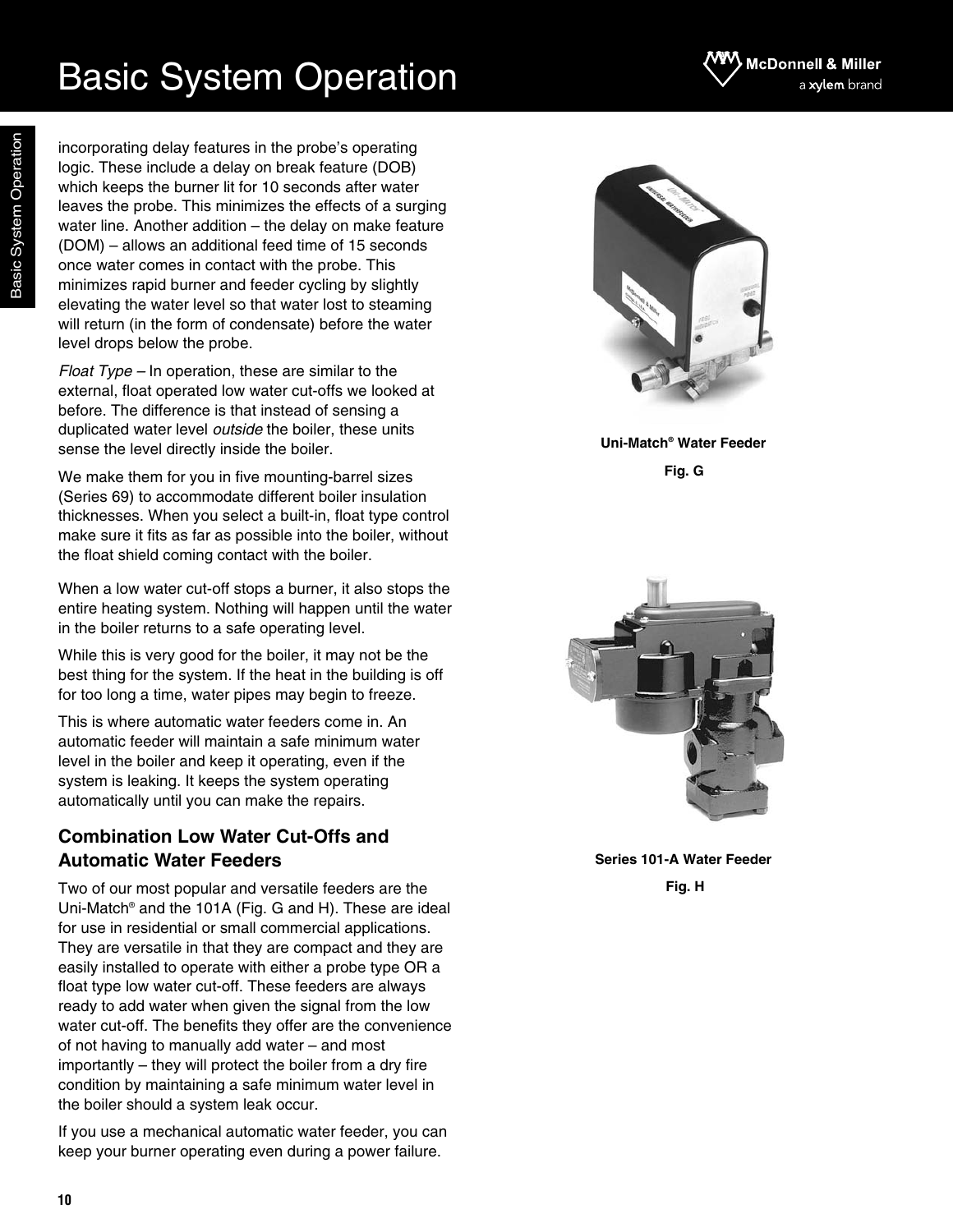incorporating delay features in the probe's operating logic. These include a delay on break feature (DOB) which keeps the burner lit for 10 seconds after water leaves the probe. This minimizes the effects of a surging water line. Another addition – the delay on make feature (DOM) – allows an additional feed time of 15 seconds once water comes in contact with the probe. This minimizes rapid burner and feeder cycling by slightly elevating the water level so that water lost to steaming will return (in the form of condensate) before the water level drops below the probe.

*Float Type* – In operation, these are similar to the external, float operated low water cut-offs we looked at before. The difference is that instead of sensing a duplicated water level *outside* the boiler, these units sense the level directly inside the boiler.

We make them for you in five mounting-barrel sizes (Series 69) to accommodate different boiler insulation thicknesses. When you select a built-in, float type control make sure it fits as far as possible into the boiler, without the float shield coming contact with the boiler.

When a low water cut-off stops a burner, it also stops the entire heating system. Nothing will happen until the water in the boiler returns to a safe operating level.

While this is very good for the boiler, it may not be the best thing for the system. If the heat in the building is off for too long a time, water pipes may begin to freeze.

This is where automatic water feeders come in. An automatic feeder will maintain a safe minimum water level in the boiler and keep it operating, even if the system is leaking. It keeps the system operating automatically until you can make the repairs.

## Combination Low Water Cut-Offs and Automatic Water Feeders

Two of our most popular and versatile feeders are the Uni-Match® and the 101A (Fig. G and H). These are ideal for use in residential or small commercial applications. They are versatile in that they are compact and they are easily installed to operate with either a probe type OR a float type low water cut-off. These feeders are always ready to add water when given the signal from the low water cut-off. The benefits they offer are the convenience of not having to manually add water – and most importantly – they will protect the boiler from a dry fire condition by maintaining a safe minimum water level in the boiler should a system leak occur.

If you use a mechanical automatic water feeder, you can keep your burner operating even during a power failure.

**Uni-Match® Water Feeder**

**Fig. G**

**Series 101-A Water Feeder**

**Fig. H**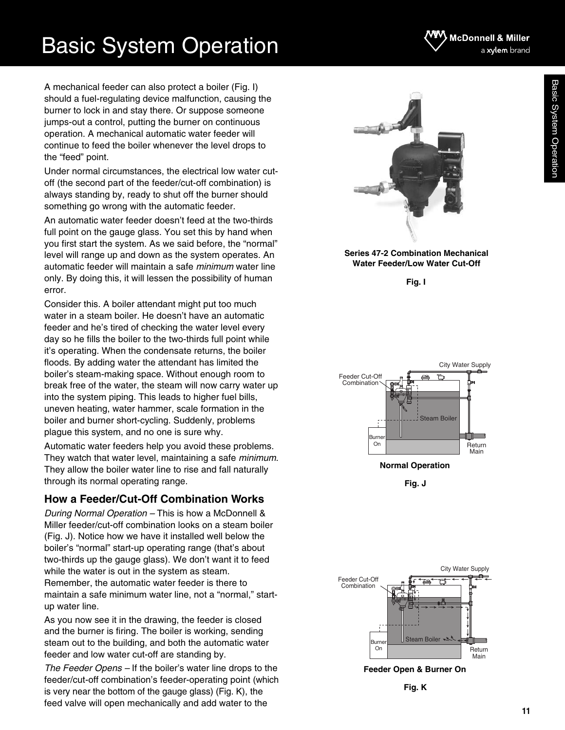# Basic System Operation

A mechanical feeder can also protect a boiler (Fig. I) should a fuel-regulating device malfunction, causing the burner to lock in and stay there. Or suppose someone jumps-out a control, putting the burner on continuous operation. A mechanical automatic water feeder will continue to feed the boiler whenever the level drops to the "feed" point.

Under normal circumstances, the electrical low water cut-off (the second part of the feeder/cut-off combination) is always standing by, ready to shut off the burner should something go wrong with the automatic feeder.

An automatic water feeder doesn't feed at the two-thirds full point on the gauge glass. You set this by hand when you first start the system. As we said before, the "normal" level will range up and down as the system operates. An automatic feeder will maintain a safe *minimum* water line only. By doing this, it will lessen the possibility of human error.

Consider this. A boiler attendant might put too much water in a steam boiler. He doesn't have an automatic feeder and he's tired of checking the water level every day so he fills the boiler to the two-thirds full point while it's operating. When the condensate returns, the boiler floods. By adding water the attendant has limited the boiler's steam-making space. Without enough room to break free of the water, the steam will now carry water up into the system piping. This leads to higher fuel bills, uneven heating, water hammer, scale formation in the boiler and burner short-cycling. Suddenly, problems plague this system, and no one is sure why.

Automatic water feeders help you avoid these problems. They watch that water level, maintaining a safe *minimum*. They allow the boiler water line to rise and fall naturally through its normal operating range.

## How a Feeder/Cut-Off Combination Works

*During Normal Operation* – This is how a McDonnell & Miller feeder/cut-off combination looks on a steam boiler (Fig. J). Notice how we have it installed well below the boiler's "normal" start-up operating range (that's about two-thirds up the gauge glass). We don't want it to feed while the water is out in the system as steam. Remember, the automatic water feeder is there to maintain a safe minimum water line, not a "normal," start-up water line.

As you now see it in the drawing, the feeder is closed and the burner is firing. The boiler is working, sending steam out to the building, and both the automatic water feeder and low water cut-off are standing by.

*The Feeder Opens* – If the boiler's water line drops to the feeder/cut-off combination's feeder-operating point (which is very near the bottom of the gauge glass) (Fig. K), the feed valve will open mechanically and add water to the

**Series 47-2 Combination Mechanical Water Feeder/Low Water Cut-Off**

**Fig. I**

**Normal Operation**

**Fig. J**

**Feeder Open & Burner On**

**Fig. K**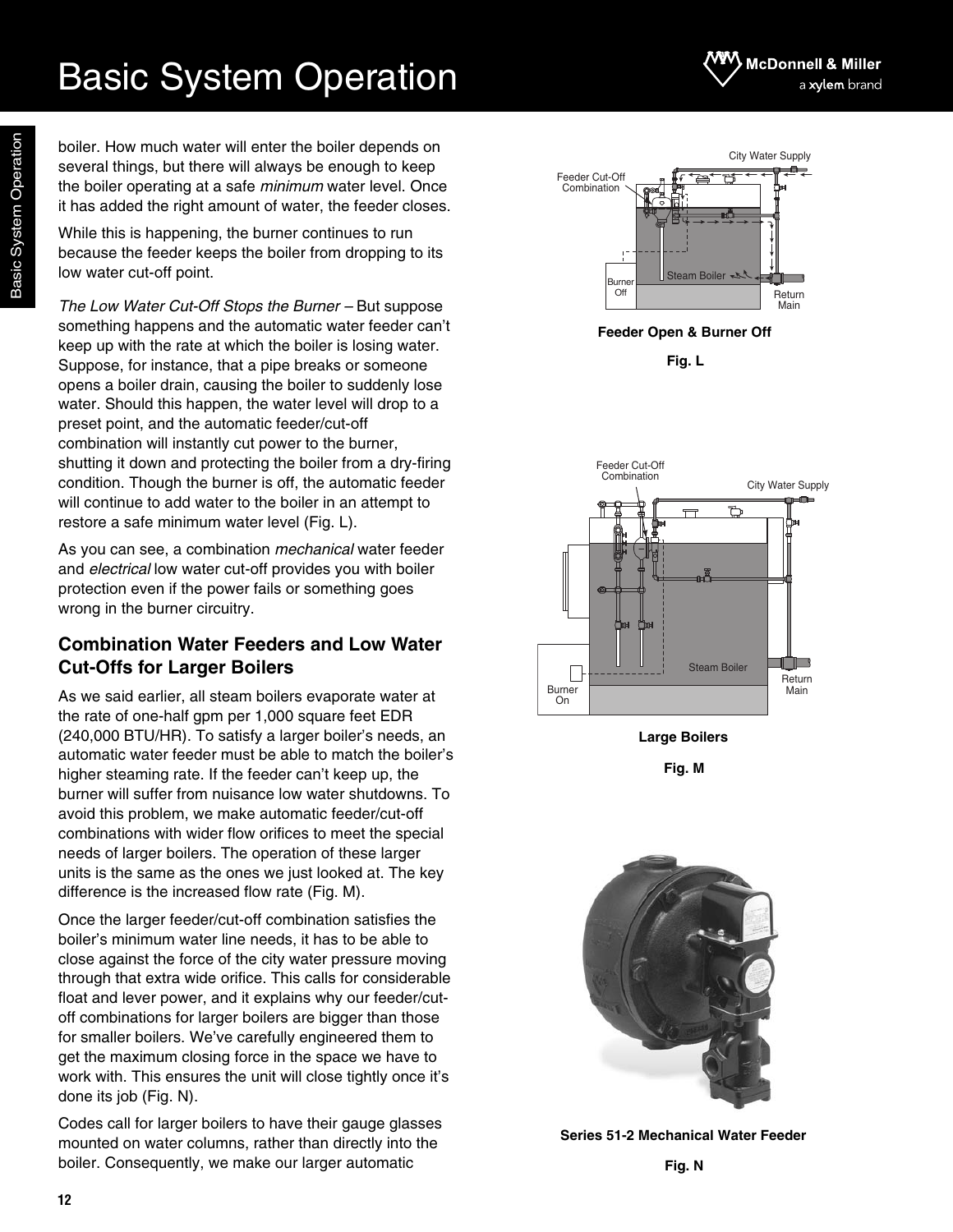boiler. How much water will enter the boiler depends on several things, but there will always be enough to keep the boiler operating at a safe *minimum* water level. Once it has added the right amount of water, the feeder closes.

While this is happening, the burner continues to run because the feeder keeps the boiler from dropping to its low water cut-off point.

*The Low Water Cut-Off Stops the Burner* – But suppose something happens and the automatic water feeder can't keep up with the rate at which the boiler is losing water. Suppose, for instance, that a pipe breaks or someone opens a boiler drain, causing the boiler to suddenly lose water. Should this happen, the water level will drop to a preset point, and the automatic feeder/cut-off combination will instantly cut power to the burner, shutting it down and protecting the boiler from a dry-firing condition. Though the burner is off, the automatic feeder will continue to add water to the boiler in an attempt to restore a safe minimum water level (Fig. L).

As you can see, a combination *mechanical* water feeder and *electrical* low water cut-off provides you with boiler protection even if the power fails or something goes wrong in the burner circuitry.

## Combination Water Feeders and Low Water Cut-Offs for Larger Boilers

As we said earlier, all steam boilers evaporate water at the rate of one-half gpm per 1,000 square feet EDR (240,000 BTU/HR). To satisfy a larger boiler's needs, an automatic water feeder must be able to match the boiler's higher steaming rate. If the feeder can't keep up, the burner will suffer from nuisance low water shutdowns. To avoid this problem, we make automatic feeder/cut-off combinations with wider flow orifices to meet the special needs of larger boilers. The operation of these larger units is the same as the ones we just looked at. The key difference is the increased flow rate (Fig. M).

Once the larger feeder/cut-off combination satisfies the boiler's minimum water line needs, it has to be able to close against the force of the city water pressure moving through that extra wide orifice. This calls for considerable float and lever power, and it explains why our feeder/cut-off combinations for larger boilers are bigger than those for smaller boilers. We've carefully engineered them to get the maximum closing force in the space we have to work with. This ensures the unit will close tightly once it's done its job (Fig. N).

Codes call for larger boilers to have their gauge glasses mounted on water columns, rather than directly into the boiler. Consequently, we make our larger automatic

**Feeder Open & Burner Off**

**Fig. L**

**Large Boilers**

**Fig. M**

**Series 51-2 Mechanical Water Feeder**

**Fig. N**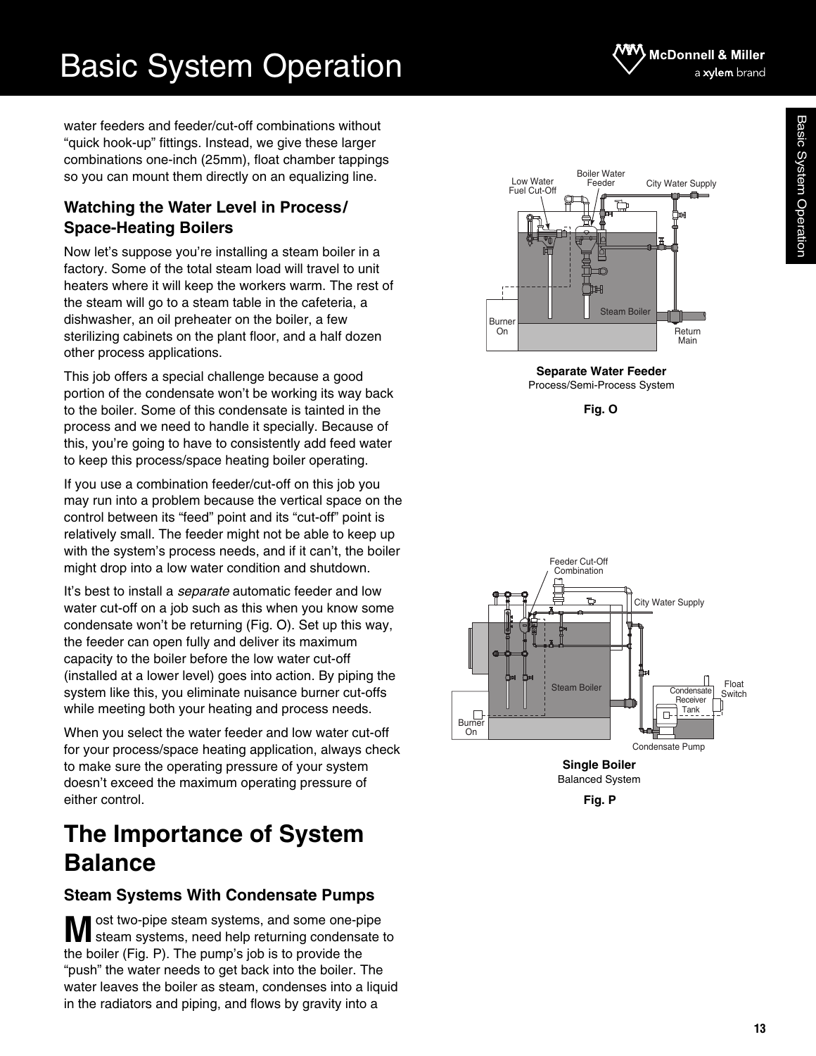water feeders and feeder/cut-off combinations without "quick hook-up" fittings. Instead, we give these larger combinations one-inch (25mm), float chamber tappings so you can mount them directly on an equalizing line.

### Watching the Water Level in Process/ Space-Heating Boilers

Now let's suppose you're installing a steam boiler in a factory. Some of the total steam load will travel to unit heaters where it will keep the workers warm. The rest of the steam will go to a steam table in the cafeteria, a dishwasher, an oil preheater on the boiler, a few sterilizing cabinets on the plant floor, and a half dozen other process applications.

This job offers a special challenge because a good portion of the condensate won't be working its way back to the boiler. Some of this condensate is tainted in the process and we need to handle it specially. Because of this, you're going to have to consistently add feed water to keep this process/space heating boiler operating.

If you use a combination feeder/cut-off on this job you may run into a problem because the vertical space on the control between its "feed" point and its "cut-off" point is relatively small. The feeder might not be able to keep up with the system's process needs, and if it can't, the boiler might drop into a low water condition and shutdown.

It's best to install a *separate* automatic feeder and low water cut-off on a job such as this when you know some condensate won't be returning (Fig. O). Set up this way, the feeder can open fully and deliver its maximum capacity to the boiler before the low water cut-off (installed at a lower level) goes into action. By piping the system like this, you eliminate nuisance burner cut-offs while meeting both your heating and process needs.

When you select the water feeder and low water cut-off for your process/space heating application, always check to make sure the operating pressure of your system doesn't exceed the maximum operating pressure of either control.

**Separate Water Feeder**
Process/Semi-Process System

**Fig. O**

## The Importance of System Balance

### Steam Systems With Condensate Pumps

Most two-pipe steam systems, and some one-pipe steam systems, need help returning condensate to the boiler (Fig. P). The pump's job is to provide the "push" the water needs to get back into the boiler. The water leaves the boiler as steam, condenses into a liquid in the radiators and piping, and flows by gravity into a

**Single Boiler**
Balanced System

**Fig. P**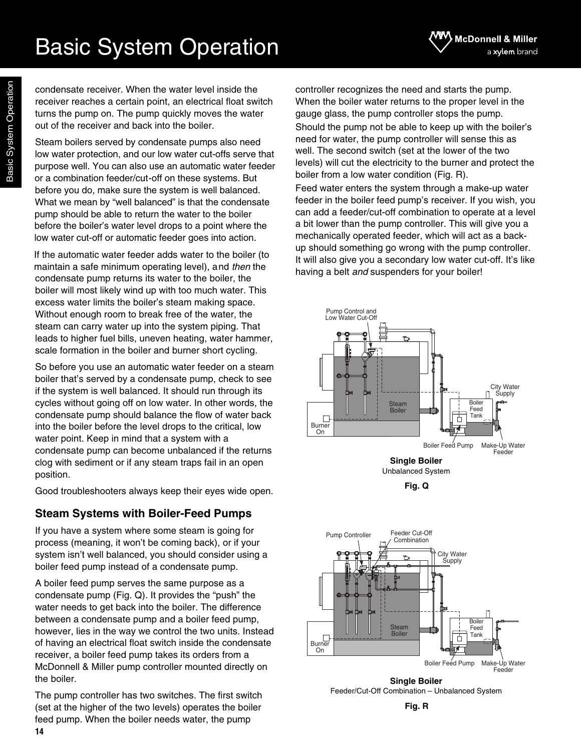condensate receiver. When the water level inside the receiver reaches a certain point, an electrical float switch turns the pump on. The pump quickly moves the water out of the receiver and back into the boiler.

Steam boilers served by condensate pumps also need low water protection, and our low water cut-offs serve that purpose well. You can also use an automatic water feeder or a combination feeder/cut-off on these systems. But before you do, make sure the system is well balanced. What we mean by "well balanced" is that the condensate pump should be able to return the water to the boiler before the boiler's water level drops to a point where the low water cut-off or automatic feeder goes into action.

If the automatic water feeder adds water to the boiler (to maintain a safe minimum operating level), and *then* the condensate pump returns its water to the boiler, the boiler will most likely wind up with too much water. This excess water limits the boiler's steam making space. Without enough room to break free of the water, the steam can carry water up into the system piping. That leads to higher fuel bills, uneven heating, water hammer, scale formation in the boiler and burner short cycling.

So before you use an automatic water feeder on a steam boiler that's served by a condensate pump, check to see if the system is well balanced. It should run through its cycles without going off on low water. In other words, the condensate pump should balance the flow of water back into the boiler before the level drops to the critical, low water point. Keep in mind that a system with a condensate pump can become unbalanced if the returns clog with sediment or if any steam traps fail in an open position.

Good troubleshooters always keep their eyes wide open.

## Steam Systems with Boiler-Feed Pumps

If you have a system where some steam is going for process (meaning, it won't be coming back), or if your system isn't well balanced, you should consider using a boiler feed pump instead of a condensate pump.

A boiler feed pump serves the same purpose as a condensate pump (Fig. Q). It provides the "push" the water needs to get back into the boiler. The difference between a condensate pump and a boiler feed pump, however, lies in the way we control the two units. Instead of having an electrical float switch inside the condensate receiver, a boiler feed pump takes its orders from a McDonnell & Miller pump controller mounted directly on the boiler.

The pump controller has two switches. The first switch (set at the higher of the two levels) operates the boiler feed pump. When the boiler needs water, the pump controller recognizes the need and starts the pump. When the boiler water returns to the proper level in the gauge glass, the pump controller stops the pump.

Should the pump not be able to keep up with the boiler's need for water, the pump controller will sense this as well. The second switch (set at the lower of the two levels) will cut the electricity to the burner and protect the boiler from a low water condition (Fig. R).

Feed water enters the system through a make-up water feeder in the boiler feed pump's receiver. If you wish, you can add a feeder/cut-off combination to operate at a level a bit lower than the pump controller. This will give you a mechanically operated feeder, which will act as a back-up should something go wrong with the pump controller. It will also give you a secondary low water cut-off. It's like having a belt *and* suspenders for your boiler!

Pump Control and Low Water Cut-Off

City Water Supply

Steam Boiler

Boiler Feed Tank

Burner On

Boiler Feed Pump

Make-Up Water Feeder

**Single Boiler**
Unbalanced System

**Fig. Q**

Pump Controller

Feeder Cut-Off Combination

City Water Supply

Steam Boiler

Boiler Feed Tank

Burner On

Boiler Feed Pump

Make-Up Water Feeder

**Single Boiler**
Feeder/Cut-Off Combination – Unbalanced System

**Fig. R**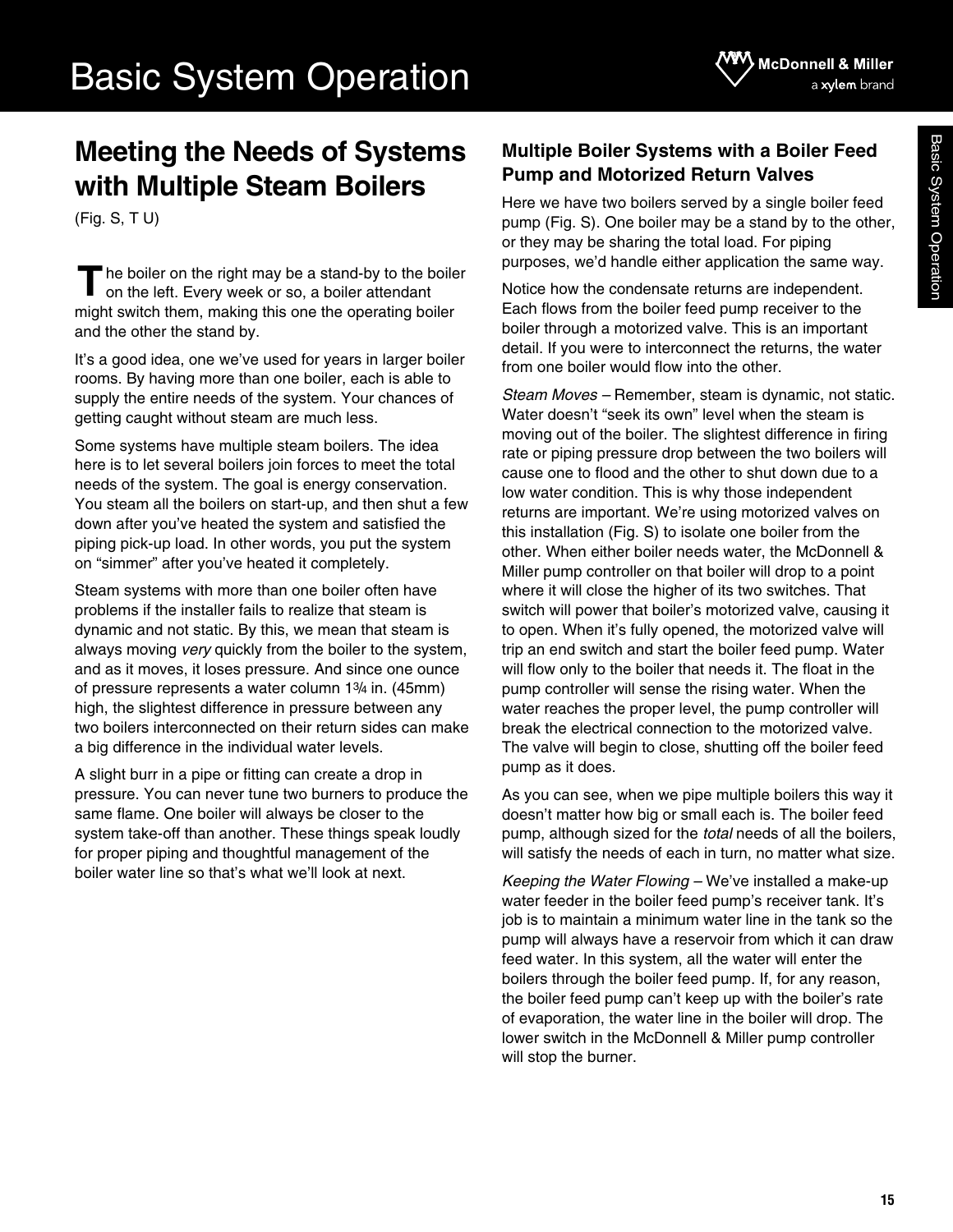# Basic System Operation

## Meeting the Needs of Systems with Multiple Steam Boilers

(Fig. S, T U)

The boiler on the right may be a stand-by to the boiler on the left. Every week or so, a boiler attendant might switch them, making this one the operating boiler and the other the stand by.

It's a good idea, one we've used for years in larger boiler rooms. By having more than one boiler, each is able to supply the entire needs of the system. Your chances of getting caught without steam are much less.

Some systems have multiple steam boilers. The idea here is to let several boilers join forces to meet the total needs of the system. The goal is energy conservation. You steam all the boilers on start-up, and then shut a few down after you've heated the system and satisfied the piping pick-up load. In other words, you put the system on "simmer" after you've heated it completely.

Steam systems with more than one boiler often have problems if the installer fails to realize that steam is dynamic and not static. By this, we mean that steam is always moving *very* quickly from the boiler to the system, and as it moves, it loses pressure. And since one ounce of pressure represents a water column 1¾ in. (45mm) high, the slightest difference in pressure between any two boilers interconnected on their return sides can make a big difference in the individual water levels.

A slight burr in a pipe or fitting can create a drop in pressure. You can never tune two burners to produce the same flame. One boiler will always be closer to the system take-off than another. These things speak loudly for proper piping and thoughtful management of the boiler water line so that's what we'll look at next.

### Multiple Boiler Systems with a Boiler Feed Pump and Motorized Return Valves

Here we have two boilers served by a single boiler feed pump (Fig. S). One boiler may be a stand by to the other, or they may be sharing the total load. For piping purposes, we'd handle either application the same way.

Notice how the condensate returns are independent. Each flows from the boiler feed pump receiver to the boiler through a motorized valve. This is an important detail. If you were to interconnect the returns, the water from one boiler would flow into the other.

*Steam Moves* – Remember, steam is dynamic, not static. Water doesn't "seek its own" level when the steam is moving out of the boiler. The slightest difference in firing rate or piping pressure drop between the two boilers will cause one to flood and the other to shut down due to a low water condition. This is why those independent returns are important. We're using motorized valves on this installation (Fig. S) to isolate one boiler from the other. When either boiler needs water, the McDonnell & Miller pump controller on that boiler will drop to a point where it will close the higher of its two switches. That switch will power that boiler's motorized valve, causing it to open. When it's fully opened, the motorized valve will trip an end switch and start the boiler feed pump. Water will flow only to the boiler that needs it. The float in the pump controller will sense the rising water. When the water reaches the proper level, the pump controller will break the electrical connection to the motorized valve. The valve will begin to close, shutting off the boiler feed pump as it does.

As you can see, when we pipe multiple boilers this way it doesn't matter how big or small each is. The boiler feed pump, although sized for the *total* needs of all the boilers, will satisfy the needs of each in turn, no matter what size.

*Keeping the Water Flowing* – We've installed a make-up water feeder in the boiler feed pump's receiver tank. It's job is to maintain a minimum water line in the tank so the pump will always have a reservoir from which it can draw feed water. In this system, all the water will enter the boilers through the boiler feed pump. If, for any reason, the boiler feed pump can't keep up with the boiler's rate of evaporation, the water line in the boiler will drop. The lower switch in the McDonnell & Miller pump controller will stop the burner.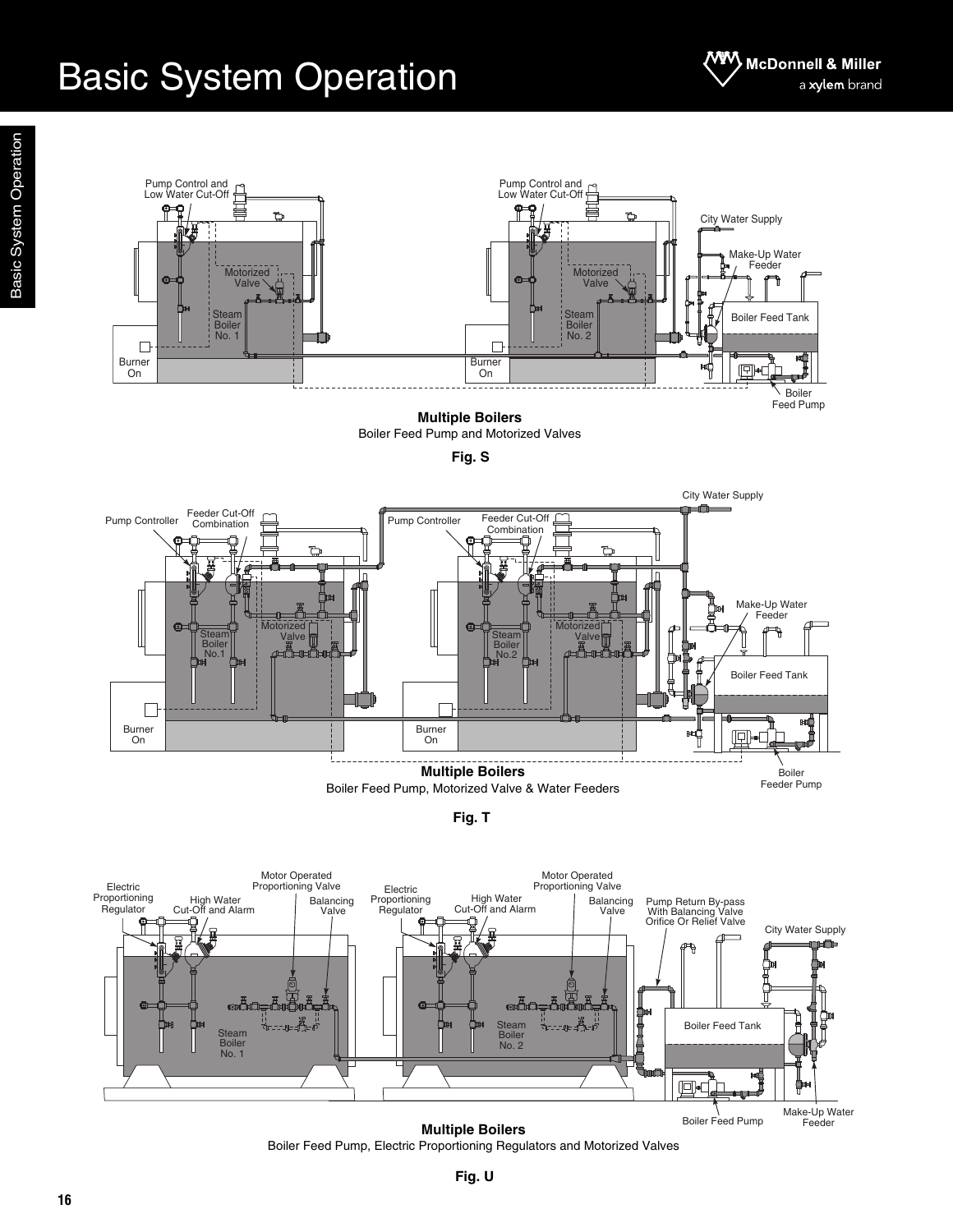# Basic System Operation

**Multiple Boilers**
Boiler Feed Pump and Motorized Valves

**Fig. S**

**Multiple Boilers**
Boiler Feed Pump, Motorized Valve & Water Feeders

**Fig. T**

**Multiple Boilers**
Boiler Feed Pump, Electric Proportioning Regulators and Motorized Valves

**Fig. U**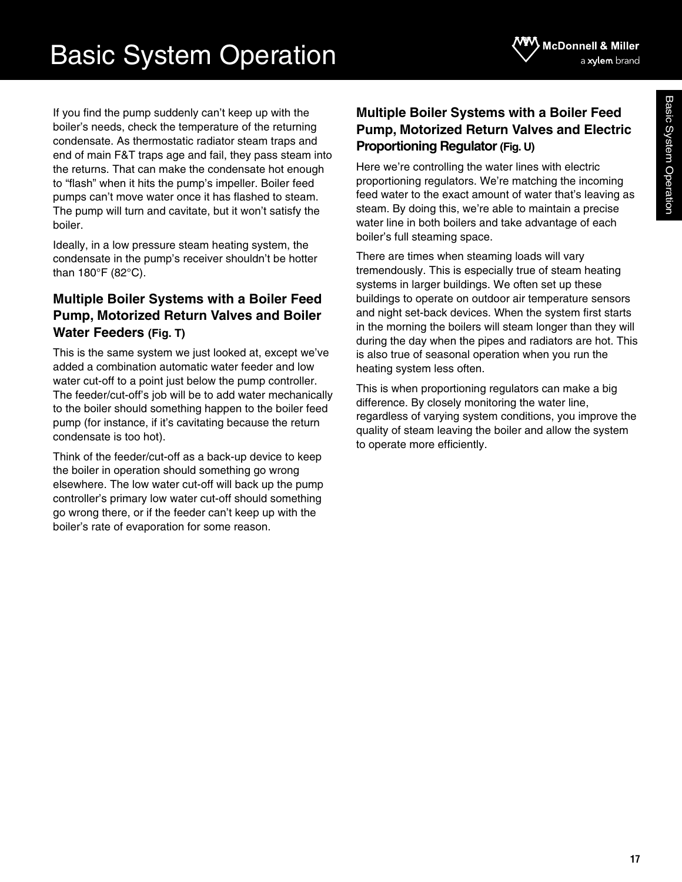If you find the pump suddenly can't keep up with the boiler's needs, check the temperature of the returning condensate. As thermostatic radiator steam traps and end of main F&T traps age and fail, they pass steam into the returns. That can make the condensate hot enough to "flash" when it hits the pump's impeller. Boiler feed pumps can't move water once it has flashed to steam. The pump will turn and cavitate, but it won't satisfy the boiler.

Ideally, in a low pressure steam heating system, the condensate in the pump's receiver shouldn't be hotter than 180°F (82°C).

### Multiple Boiler Systems with a Boiler Feed Pump, Motorized Return Valves and Boiler Water Feeders (Fig. T)

This is the same system we just looked at, except we've added a combination automatic water feeder and low water cut-off to a point just below the pump controller. The feeder/cut-off's job will be to add water mechanically to the boiler should something happen to the boiler feed pump (for instance, if it's cavitating because the return condensate is too hot).

Think of the feeder/cut-off as a back-up device to keep the boiler in operation should something go wrong elsewhere. The low water cut-off will back up the pump controller's primary low water cut-off should something go wrong there, or if the feeder can't keep up with the boiler's rate of evaporation for some reason.

### Multiple Boiler Systems with a Boiler Feed Pump, Motorized Return Valves and Electric Proportioning Regulator (Fig. U)

Here we're controlling the water lines with electric proportioning regulators. We're matching the incoming feed water to the exact amount of water that's leaving as steam. By doing this, we're able to maintain a precise water line in both boilers and take advantage of each boiler's full steaming space.

There are times when steaming loads will vary tremendously. This is especially true of steam heating systems in larger buildings. We often set up these buildings to operate on outdoor air temperature sensors and night set-back devices. When the system first starts in the morning the boilers will steam longer than they will during the day when the pipes and radiators are hot. This is also true of seasonal operation when you run the heating system less often.

This is when proportioning regulators can make a big difference. By closely monitoring the water line, regardless of varying system conditions, you improve the quality of steam leaving the boiler and allow the system to operate more efficiently.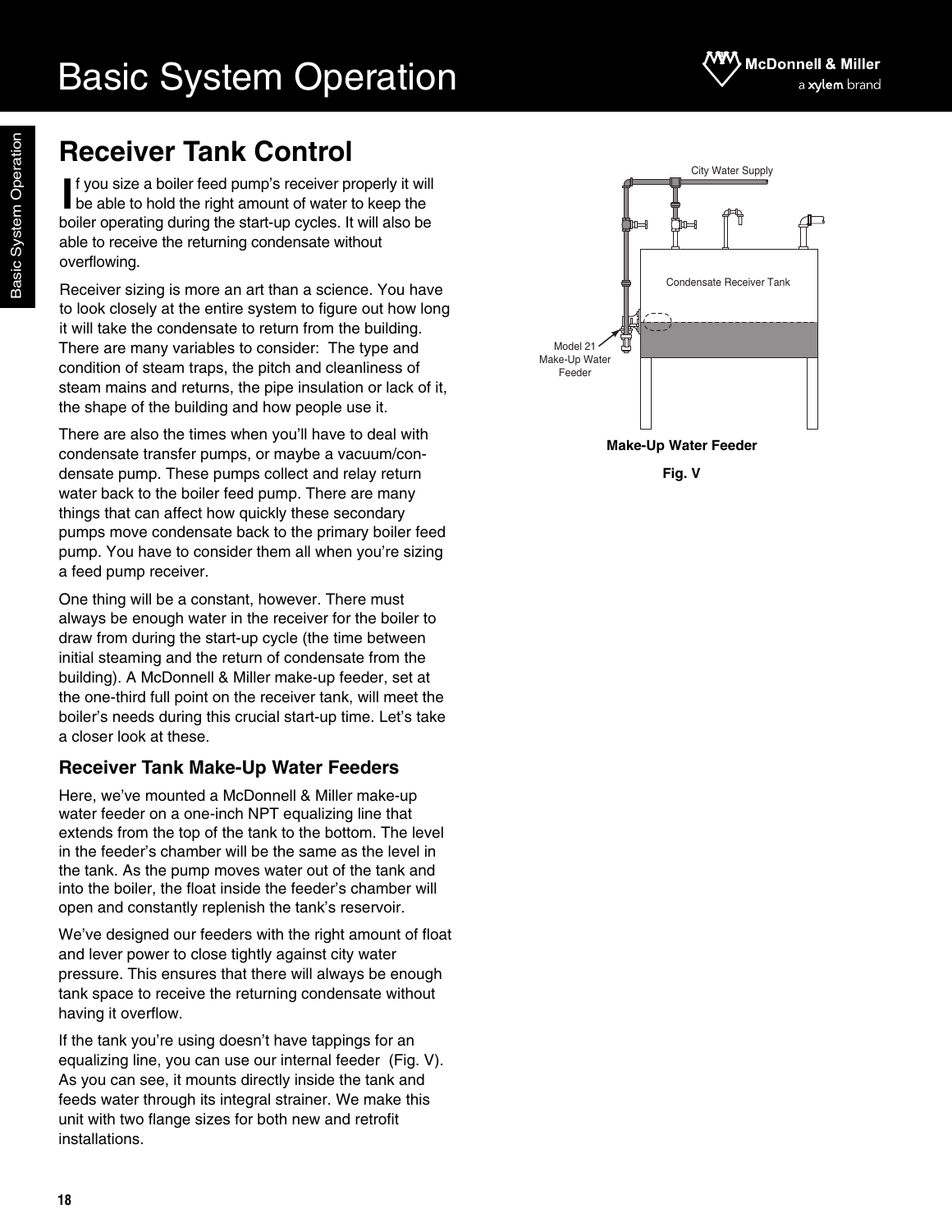# Basic System Operation

## Receiver Tank Control

If you size a boiler feed pump's receiver properly it will be able to hold the right amount of water to keep the boiler operating during the start-up cycles. It will also be able to receive the returning condensate without overflowing.

Receiver sizing is more an art than a science. You have to look closely at the entire system to figure out how long it will take the condensate to return from the building. There are many variables to consider: The type and condition of steam traps, the pitch and cleanliness of steam mains and returns, the pipe insulation or lack of it, the shape of the building and how people use it.

There are also the times when you'll have to deal with condensate transfer pumps, or maybe a vacuum/condensate pump. These pumps collect and relay return water back to the boiler feed pump. There are many things that can affect how quickly these secondary pumps move condensate back to the primary boiler feed pump. You have to consider them all when you're sizing a feed pump receiver.

One thing will be a constant, however. There must always be enough water in the receiver for the boiler to draw from during the start-up cycle (the time between initial steaming and the return of condensate from the building). A McDonnell & Miller make-up feeder, set at the one-third full point on the receiver tank, will meet the boiler's needs during this crucial start-up time. Let's take a closer look at these.

### Receiver Tank Make-Up Water Feeders

Here, we've mounted a McDonnell & Miller make-up water feeder on a one-inch NPT equalizing line that extends from the top of the tank to the bottom. The level in the feeder's chamber will be the same as the level in the tank. As the pump moves water out of the tank and into the boiler, the float inside the feeder's chamber will open and constantly replenish the tank's reservoir.

We've designed our feeders with the right amount of float and lever power to close tightly against city water pressure. This ensures that there will always be enough tank space to receive the returning condensate without having it overflow.

If the tank you're using doesn't have tappings for an equalizing line, you can use our internal feeder (Fig. V). As you can see, it mounts directly inside the tank and feeds water through its integral strainer. We make this unit with two flange sizes for both new and retrofit installations.

City Water Supply

Condensate Receiver Tank

Model 21 Make-Up Water Feeder

**Make-Up Water Feeder**

**Fig. V**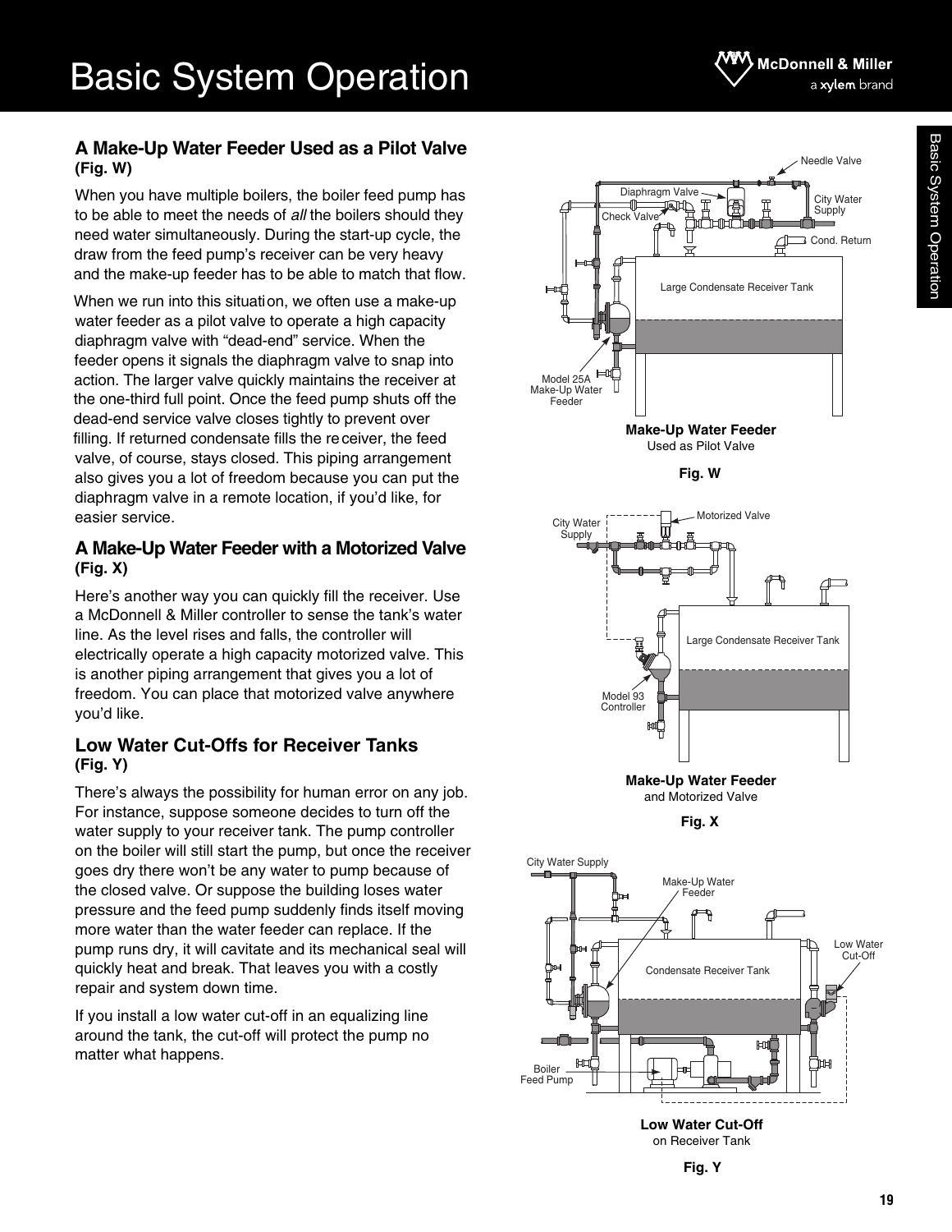# Basic System Operation

## A Make-Up Water Feeder Used as a Pilot Valve (Fig. W)

When you have multiple boilers, the boiler feed pump has to be able to meet the needs of *all* the boilers should they need water simultaneously. During the start-up cycle, the draw from the feed pump's receiver can be very heavy and the make-up feeder has to be able to match that flow.

When we run into this situation, we often use a make-up water feeder as a pilot valve to operate a high capacity diaphragm valve with "dead-end" service. When the feeder opens it signals the diaphragm valve to snap into action. The larger valve quickly maintains the receiver at the one-third full point. Once the feed pump shuts off the dead-end service valve closes tightly to prevent over filling. If returned condensate fills the receiver, the feed valve, of course, stays closed. This piping arrangement also gives you a lot of freedom because you can put the diaphragm valve in a remote location, if you'd like, for easier service.

**Make-Up Water Feeder**
Used as Pilot Valve

**Fig. W**

## A Make-Up Water Feeder with a Motorized Valve (Fig. X)

Here's another way you can quickly fill the receiver. Use a McDonnell & Miller controller to sense the tank's water line. As the level rises and falls, the controller will electrically operate a high capacity motorized valve. This is another piping arrangement that gives you a lot of freedom. You can place that motorized valve anywhere you'd like.

**Make-Up Water Feeder**
and Motorized Valve

**Fig. X**

## Low Water Cut-Offs for Receiver Tanks (Fig. Y)

There's always the possibility for human error on any job. For instance, suppose someone decides to turn off the water supply to your receiver tank. The pump controller on the boiler will still start the pump, but once the receiver goes dry there won't be any water to pump because of the closed valve. Or suppose the building loses water pressure and the feed pump suddenly finds itself moving more water than the water feeder can replace. If the pump runs dry, it will cavitate and its mechanical seal will quickly heat and break. That leaves you with a costly repair and system down time.

If you install a low water cut-off in an equalizing line around the tank, the cut-off will protect the pump no matter what happens.

**Low Water Cut-Off**
on Receiver Tank

**Fig. Y**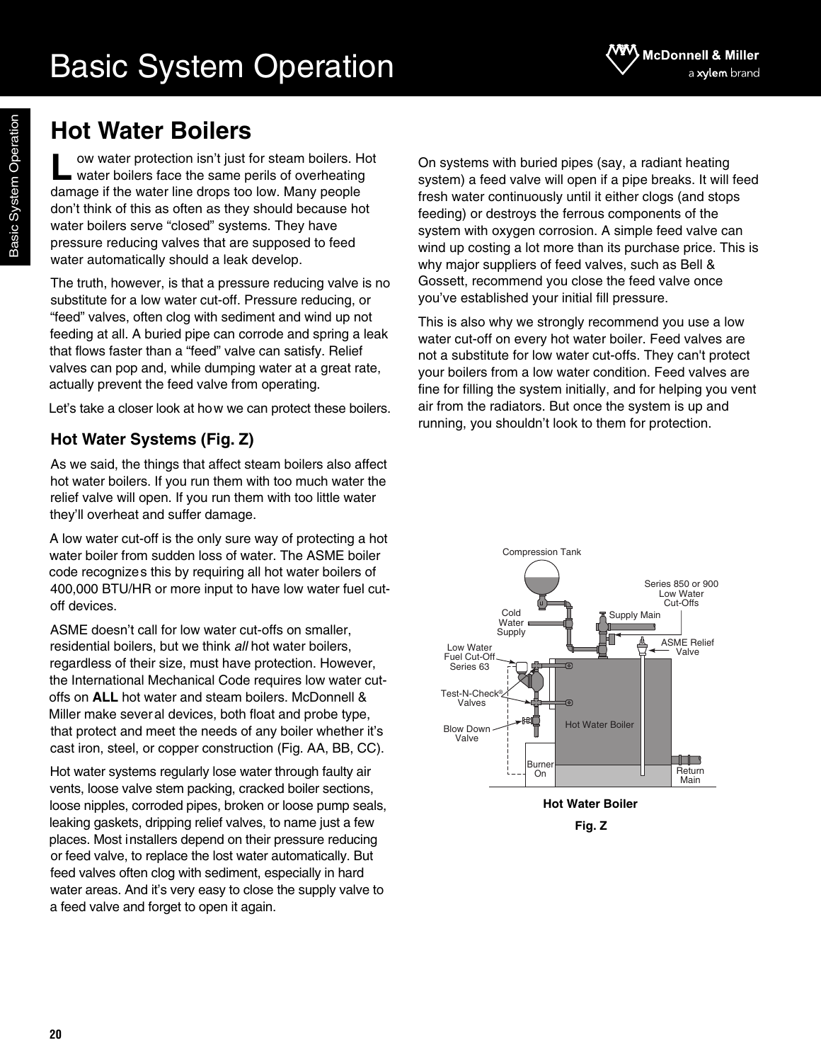# Basic System Operation

## Hot Water Boilers

Low water protection isn't just for steam boilers. Hot water boilers face the same perils of overheating damage if the water line drops too low. Many people don't think of this as often as they should because hot water boilers serve "closed" systems. They have pressure reducing valves that are supposed to feed water automatically should a leak develop.

The truth, however, is that a pressure reducing valve is no substitute for a low water cut-off. Pressure reducing, or "feed" valves, often clog with sediment and wind up not feeding at all. A buried pipe can corrode and spring a leak that flows faster than a "feed" valve can satisfy. Relief valves can pop and, while dumping water at a great rate, actually prevent the feed valve from operating.

Let's take a closer look at how we can protect these boilers.

### Hot Water Systems (Fig. Z)

As we said, the things that affect steam boilers also affect hot water boilers. If you run them with too much water the relief valve will open. If you run them with too little water they'll overheat and suffer damage.

A low water cut-off is the only sure way of protecting a hot water boiler from sudden loss of water. The ASME boiler code recognizes this by requiring all hot water boilers of 400,000 BTU/HR or more input to have low water fuel cut-off devices.

ASME doesn't call for low water cut-offs on smaller, residential boilers, but we think *all* hot water boilers, regardless of their size, must have protection. However, the International Mechanical Code requires low water cut-offs on **ALL** hot water and steam boilers. McDonnell & Miller make several devices, both float and probe type, that protect and meet the needs of any boiler whether it's cast iron, steel, or copper construction (Fig. AA, BB, CC).

Hot water systems regularly lose water through faulty air vents, loose valve stem packing, cracked boiler sections, loose nipples, corroded pipes, broken or loose pump seals, leaking gaskets, dripping relief valves, to name just a few places. Most installers depend on their pressure reducing or feed valve, to replace the lost water automatically. But feed valves often clog with sediment, especially in hard water areas. And it's very easy to close the supply valve to a feed valve and forget to open it again.

On systems with buried pipes (say, a radiant heating system) a feed valve will open if a pipe breaks. It will feed fresh water continuously until it either clogs (and stops feeding) or destroys the ferrous components of the system with oxygen corrosion. A simple feed valve can wind up costing a lot more than its purchase price. This is why major suppliers of feed valves, such as Bell & Gossett, recommend you close the feed valve once you've established your initial fill pressure.

This is also why we strongly recommend you use a low water cut-off on every hot water boiler. Feed valves are not a substitute for low water cut-offs. They can't protect your boilers from a low water condition. Feed valves are fine for filling the system initially, and for helping you vent air from the radiators. But once the system is up and running, you shouldn't look to them for protection.

Compression Tank · Series 850 or 900 Low Water Cut-Offs · Cold Water Supply · Supply Main · ASME Relief Valve · Low Water Fuel Cut-Off Series 63 · Test-N-Check® Valves · Blow Down Valve · Hot Water Boiler · Burner On · Return Main

**Hot Water Boiler**

**Fig. Z**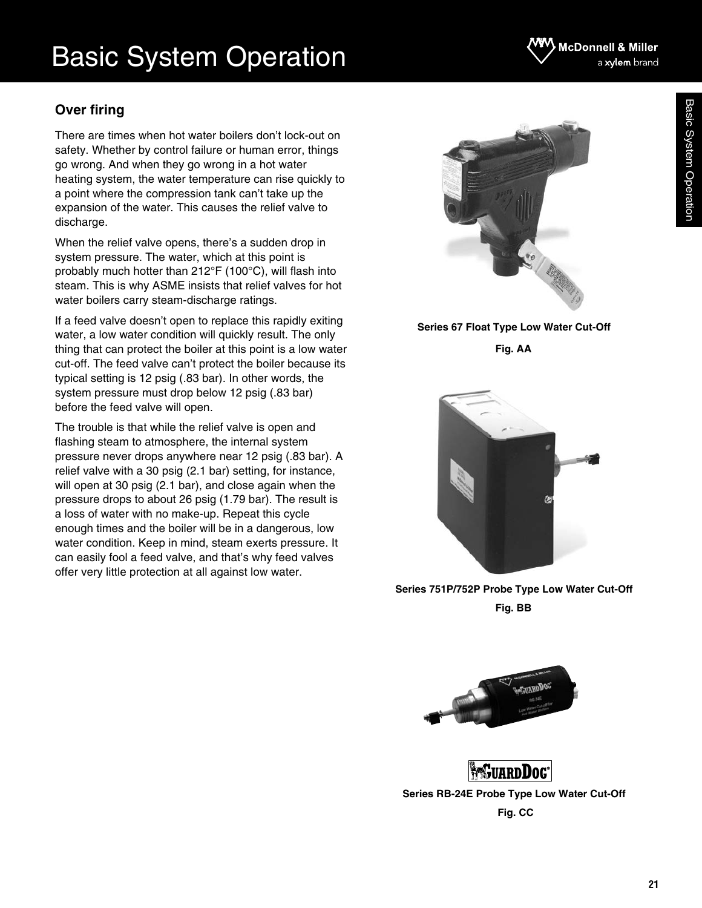# Basic System Operation

## Over firing

There are times when hot water boilers don't lock-out on safety. Whether by control failure or human error, things go wrong. And when they go wrong in a hot water heating system, the water temperature can rise quickly to a point where the compression tank can't take up the expansion of the water. This causes the relief valve to discharge.

When the relief valve opens, there's a sudden drop in system pressure. The water, which at this point is probably much hotter than 212°F (100°C), will flash into steam. This is why ASME insists that relief valves for hot water boilers carry steam-discharge ratings.

If a feed valve doesn't open to replace this rapidly exiting water, a low water condition will quickly result. The only thing that can protect the boiler at this point is a low water cut-off. The feed valve can't protect the boiler because its typical setting is 12 psig (.83 bar). In other words, the system pressure must drop below 12 psig (.83 bar) before the feed valve will open.

The trouble is that while the relief valve is open and flashing steam to atmosphere, the internal system pressure never drops anywhere near 12 psig (.83 bar). A relief valve with a 30 psig (2.1 bar) setting, for instance, will open at 30 psig (2.1 bar), and close again when the pressure drops to about 26 psig (1.79 bar). The result is a loss of water with no make-up. Repeat this cycle enough times and the boiler will be in a dangerous, low water condition. Keep in mind, steam exerts pressure. It can easily fool a feed valve, and that's why feed valves offer very little protection at all against low water.

**Series 67 Float Type Low Water Cut-Off**

**Fig. AA**

**Series 751P/752P Probe Type Low Water Cut-Off**

**Fig. BB**

**Series RB-24E Probe Type Low Water Cut-Off**

**Fig. CC**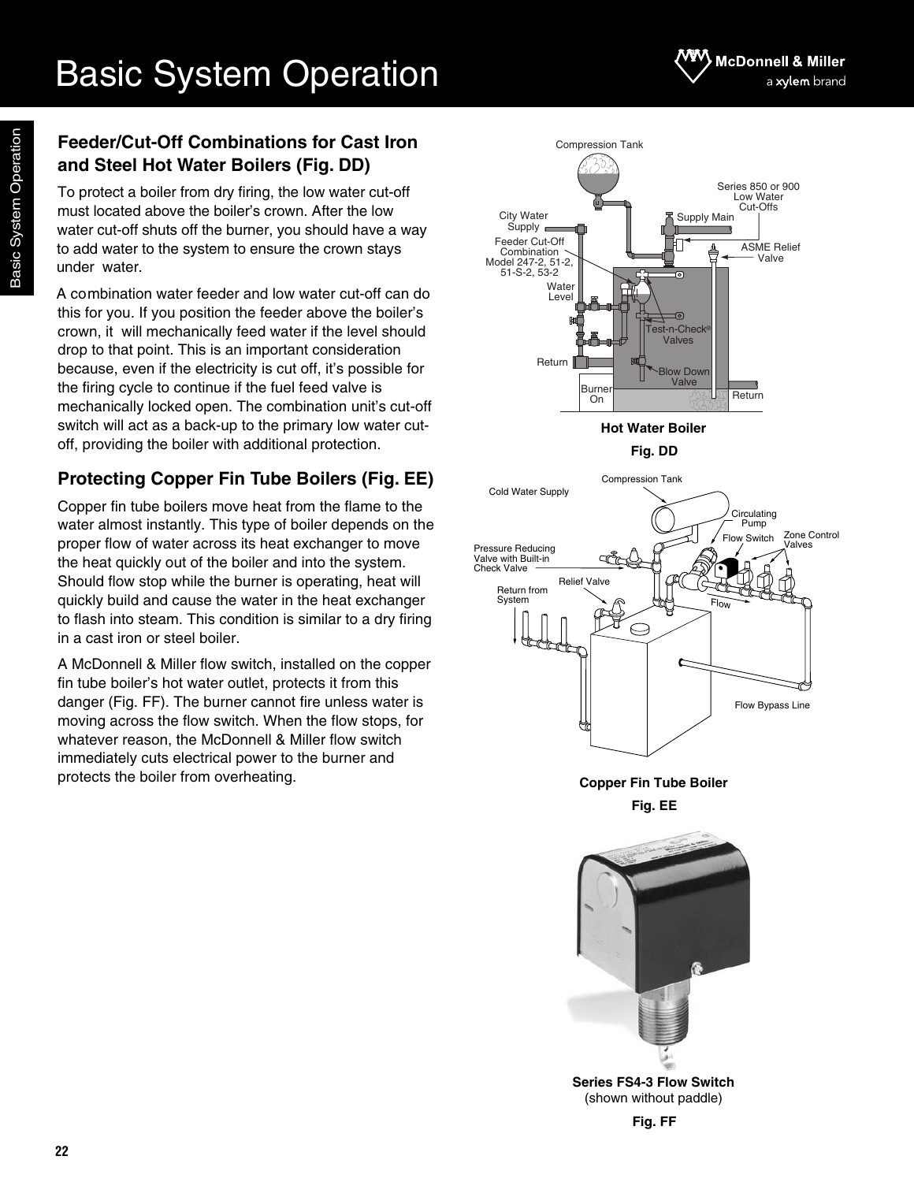# Basic System Operation

## Feeder/Cut-Off Combinations for Cast Iron and Steel Hot Water Boilers (Fig. DD)

To protect a boiler from dry firing, the low water cut-off must located above the boiler's crown. After the low water cut-off shuts off the burner, you should have a way to add water to the system to ensure the crown stays under water.

A combination water feeder and low water cut-off can do this for you. If you position the feeder above the boiler's crown, it will mechanically feed water if the level should drop to that point. This is an important consideration because, even if the electricity is cut off, it's possible for the firing cycle to continue if the fuel feed valve is mechanically locked open. The combination unit's cut-off switch will act as a back-up to the primary low water cut-off, providing the boiler with additional protection.

## Protecting Copper Fin Tube Boilers (Fig. EE)

Copper fin tube boilers move heat from the flame to the water almost instantly. This type of boiler depends on the proper flow of water across its heat exchanger to move the heat quickly out of the boiler and into the system. Should flow stop while the burner is operating, heat will quickly build and cause the water in the heat exchanger to flash into steam. This condition is similar to a dry firing in a cast iron or steel boiler.

A McDonnell & Miller flow switch, installed on the copper fin tube boiler's hot water outlet, protects it from this danger (Fig. FF). The burner cannot fire unless water is moving across the flow switch. When the flow stops, for whatever reason, the McDonnell & Miller flow switch immediately cuts electrical power to the burner and protects the boiler from overheating.

**Hot Water Boiler**

**Fig. DD**

**Copper Fin Tube Boiler**

**Fig. EE**

**Series FS4-3 Flow Switch**
(shown without paddle)

**Fig. FF**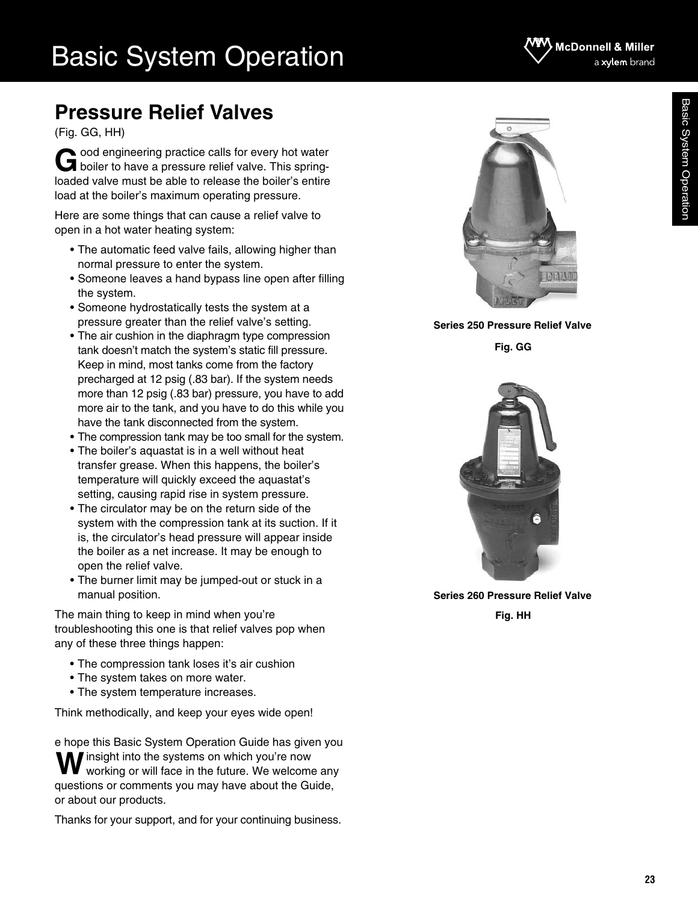## Pressure Relief Valves

(Fig. GG, HH)

Good engineering practice calls for every hot water boiler to have a pressure relief valve. This spring-loaded valve must be able to release the boiler's entire load at the boiler's maximum operating pressure.

Here are some things that can cause a relief valve to open in a hot water heating system:

- The automatic feed valve fails, allowing higher than normal pressure to enter the system.
- Someone leaves a hand bypass line open after filling the system.
- Someone hydrostatically tests the system at a pressure greater than the relief valve's setting.
- The air cushion in the diaphragm type compression tank doesn't match the system's static fill pressure. Keep in mind, most tanks come from the factory precharged at 12 psig (.83 bar). If the system needs more than 12 psig (.83 bar) pressure, you have to add more air to the tank, and you have to do this while you have the tank disconnected from the system.
- The compression tank may be too small for the system.
- The boiler's aquastat is in a well without heat transfer grease. When this happens, the boiler's temperature will quickly exceed the aquastat's setting, causing rapid rise in system pressure.
- The circulator may be on the return side of the system with the compression tank at its suction. If it is, the circulator's head pressure will appear inside the boiler as a net increase. It may be enough to open the relief valve.
- The burner limit may be jumped-out or stuck in a manual position.

The main thing to keep in mind when you're troubleshooting this one is that relief valves pop when any of these three things happen:

- The compression tank loses it's air cushion
- The system takes on more water.
- The system temperature increases.

Think methodically, and keep your eyes wide open!

We hope this Basic System Operation Guide has given you insight into the systems on which you're now working or will face in the future. We welcome any questions or comments you may have about the Guide, or about our products.

Thanks for your support, and for your continuing business.

**Series 250 Pressure Relief Valve**

**Fig. GG**

**Series 260 Pressure Relief Valve**

**Fig. HH**